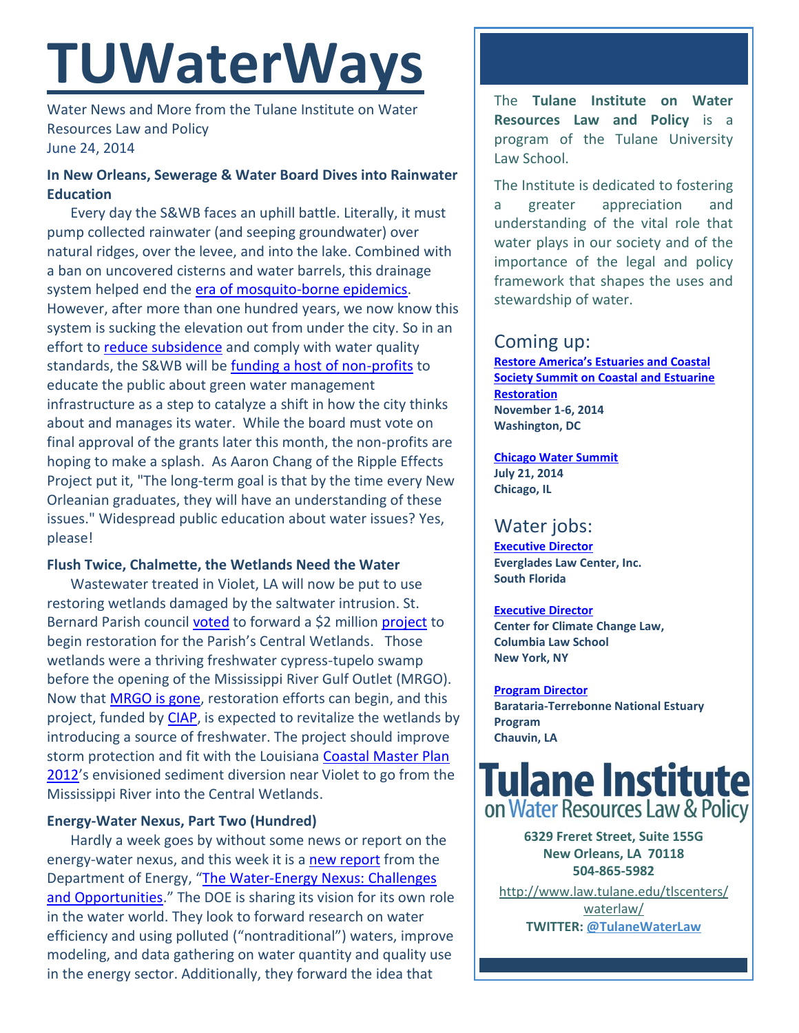# TUWaterWays

Water News and More from the Tulane Institute on Water Resources Law and Policy
June 24, 2014

### In New Orleans, Sewerage & Water Board Dives into Rainwater Education

Every day the S&WB faces an uphill battle. Literally, it must pump collected rainwater (and seeping groundwater) over natural ridges, over the levee, and into the lake. Combined with a ban on uncovered cisterns and water barrels, this drainage system helped end the era of mosquito-borne epidemics. However, after more than one hundred years, we now know this system is sucking the elevation out from under the city. So in an effort to reduce subsidence and comply with water quality standards, the S&WB will be funding a host of non-profits to educate the public about green water management infrastructure as a step to catalyze a shift in how the city thinks about and manages its water. While the board must vote on final approval of the grants later this month, the non-profits are hoping to make a splash. As Aaron Chang of the Ripple Effects Project put it, "The long-term goal is that by the time every New Orleanian graduates, they will have an understanding of these issues." Widespread public education about water issues? Yes, please!

### Flush Twice, Chalmette, the Wetlands Need the Water

Wastewater treated in Violet, LA will now be put to use restoring wetlands damaged by the saltwater intrusion. St. Bernard Parish council voted to forward a $2 million project to begin restoration for the Parish's Central Wetlands. Those wetlands were a thriving freshwater cypress-tupelo swamp before the opening of the Mississippi River Gulf Outlet (MRGO). Now that MRGO is gone, restoration efforts can begin, and this project, funded by CIAP, is expected to revitalize the wetlands by introducing a source of freshwater. The project should improve storm protection and fit with the Louisiana Coastal Master Plan 2012's envisioned sediment diversion near Violet to go from the Mississippi River into the Central Wetlands.

### Energy-Water Nexus, Part Two (Hundred)

Hardly a week goes by without some news or report on the energy-water nexus, and this week it is a new report from the Department of Energy, "The Water-Energy Nexus: Challenges and Opportunities." The DOE is sharing its vision for its own role in the water world. They look to forward research on water efficiency and using polluted ("nontraditional") waters, improve modeling, and data gathering on water quantity and quality use in the energy sector. Additionally, they forward the idea that

---

The **Tulane Institute on Water Resources Law and Policy** is a program of the Tulane University Law School.

The Institute is dedicated to fostering a greater appreciation and understanding of the vital role that water plays in our society and of the importance of the legal and policy framework that shapes the uses and stewardship of water.

## Coming up:

**Restore America's Estuaries and Coastal Society Summit on Coastal and Estuarine Restoration**
**November 1-6, 2014**
**Washington, DC**

**Chicago Water Summit**
**July 21, 2014**
**Chicago, IL**

## Water jobs:

**Executive Director**
**Everglades Law Center, Inc.**
**South Florida**

**Executive Director**
**Center for Climate Change Law, Columbia Law School**
**New York, NY**

**Program Director**
**Barataria-Terrebonne National Estuary Program**
**Chauvin, LA**

**Tulane Institute on Water Resources Law & Policy**

**6329 Freret Street, Suite 155G**
**New Orleans, LA 70118**
**504-865-5982**

http://www.law.tulane.edu/tlscenters/waterlaw/
**TWITTER: @TulaneWaterLaw**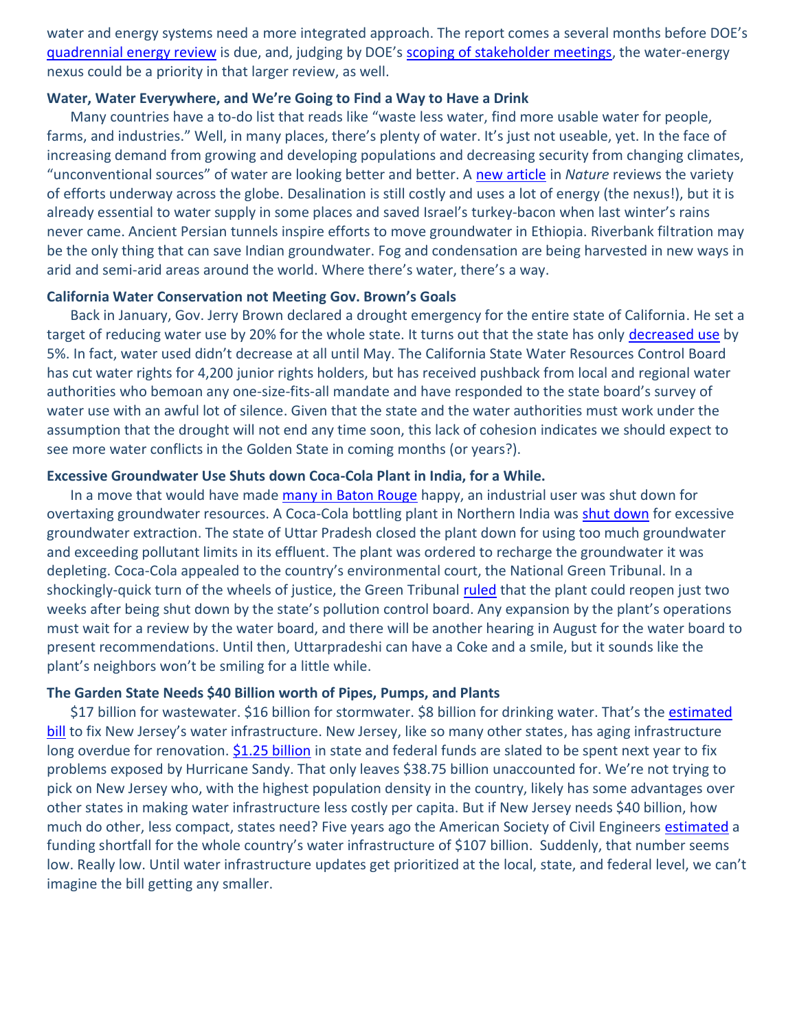water and energy systems need a more integrated approach. The report comes a several months before DOE's quadrennial energy review is due, and, judging by DOE's scoping of stakeholder meetings, the water-energy nexus could be a priority in that larger review, as well.

**Water, Water Everywhere, and We're Going to Find a Way to Have a Drink**

Many countries have a to-do list that reads like "waste less water, find more usable water for people, farms, and industries." Well, in many places, there's plenty of water. It's just not useable, yet. In the face of increasing demand from growing and developing populations and decreasing security from changing climates, "unconventional sources" of water are looking better and better. A new article in *Nature* reviews the variety of efforts underway across the globe. Desalination is still costly and uses a lot of energy (the nexus!), but it is already essential to water supply in some places and saved Israel's turkey-bacon when last winter's rains never came. Ancient Persian tunnels inspire efforts to move groundwater in Ethiopia. Riverbank filtration may be the only thing that can save Indian groundwater. Fog and condensation are being harvested in new ways in arid and semi-arid areas around the world. Where there's water, there's a way.

**California Water Conservation not Meeting Gov. Brown's Goals**

Back in January, Gov. Jerry Brown declared a drought emergency for the entire state of California. He set a target of reducing water use by 20% for the whole state. It turns out that the state has only decreased use by 5%. In fact, water used didn't decrease at all until May. The California State Water Resources Control Board has cut water rights for 4,200 junior rights holders, but has received pushback from local and regional water authorities who bemoan any one-size-fits-all mandate and have responded to the state board's survey of water use with an awful lot of silence. Given that the state and the water authorities must work under the assumption that the drought will not end any time soon, this lack of cohesion indicates we should expect to see more water conflicts in the Golden State in coming months (or years?).

**Excessive Groundwater Use Shuts down Coca-Cola Plant in India, for a While.**

In a move that would have made many in Baton Rouge happy, an industrial user was shut down for overtaxing groundwater resources. A Coca-Cola bottling plant in Northern India was shut down for excessive groundwater extraction. The state of Uttar Pradesh closed the plant down for using too much groundwater and exceeding pollutant limits in its effluent. The plant was ordered to recharge the groundwater it was depleting. Coca-Cola appealed to the country's environmental court, the National Green Tribunal. In a shockingly-quick turn of the wheels of justice, the Green Tribunal ruled that the plant could reopen just two weeks after being shut down by the state's pollution control board. Any expansion by the plant's operations must wait for a review by the water board, and there will be another hearing in August for the water board to present recommendations. Until then, Uttarpradeshi can have a Coke and a smile, but it sounds like the plant's neighbors won't be smiling for a little while.

**The Garden State Needs $40 Billion worth of Pipes, Pumps, and Plants**

$17 billion for wastewater. $16 billion for stormwater. $8 billion for drinking water. That's the estimated bill to fix New Jersey's water infrastructure. New Jersey, like so many other states, has aging infrastructure long overdue for renovation. $1.25 billion in state and federal funds are slated to be spent next year to fix problems exposed by Hurricane Sandy. That only leaves $38.75 billion unaccounted for. We're not trying to pick on New Jersey who, with the highest population density in the country, likely has some advantages over other states in making water infrastructure less costly per capita. But if New Jersey needs $40 billion, how much do other, less compact, states need? Five years ago the American Society of Civil Engineers estimated a funding shortfall for the whole country's water infrastructure of $107 billion. Suddenly, that number seems low. Really low. Until water infrastructure updates get prioritized at the local, state, and federal level, we can't imagine the bill getting any smaller.